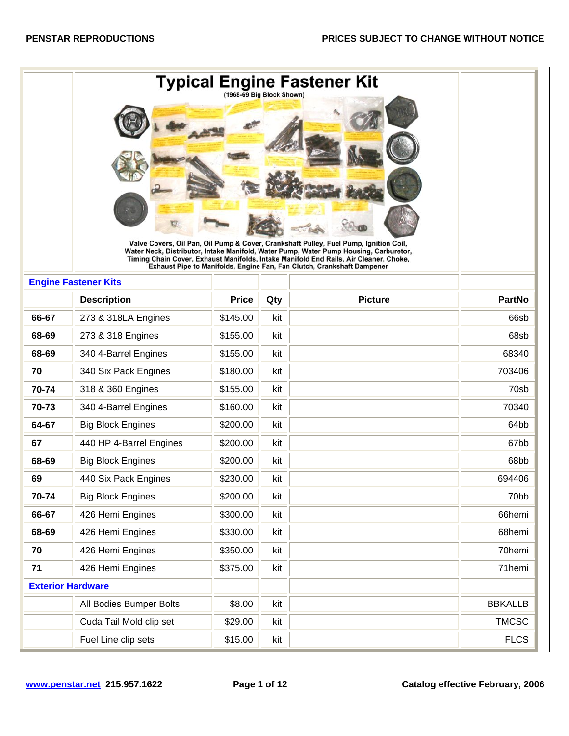## Typical Engine Fastener Kit

(1968-69 Big Block Shown)

Valve Covers, Oil Pan, Oil Pump & Cover, Crankshaft Pulley, Fuel Pump, Ignition Coil, Water Neck, Distributor, Intake Manifold, Water Pump, Water Pump Housing, Carburetor, Timing Chain Cover, Exhaust Manifolds, Intake Manifold End Rails, Air Cleaner, Choke, Exhaust Pipe to Manifolds, Engine Fan, Fan Clutch, Crankshaft Dampener

| | Description | Price | Qty | Picture | PartNo |
|---|---|---|---|---|---|
| **Engine Fastener Kits** | | | | | |
| **66-67** | 273 & 318LA Engines | $145.00 | kit | | 66sb |
| **68-69** | 273 & 318 Engines | $155.00 | kit | | 68sb |
| **68-69** | 340 4-Barrel Engines | $155.00 | kit | | 68340 |
| **70** | 340 Six Pack Engines | $180.00 | kit | | 703406 |
| **70-74** | 318 & 360 Engines | $155.00 | kit | | 70sb |
| **70-73** | 340 4-Barrel Engines | $160.00 | kit | | 70340 |
| **64-67** | Big Block Engines | $200.00 | kit | | 64bb |
| **67** | 440 HP 4-Barrel Engines | $200.00 | kit | | 67bb |
| **68-69** | Big Block Engines | $200.00 | kit | | 68bb |
| **69** | 440 Six Pack Engines | $230.00 | kit | | 694406 |
| **70-74** | Big Block Engines | $200.00 | kit | | 70bb |
| **66-67** | 426 Hemi Engines | $300.00 | kit | | 66hemi |
| **68-69** | 426 Hemi Engines | $330.00 | kit | | 68hemi |
| **70** | 426 Hemi Engines | $350.00 | kit | | 70hemi |
| **71** | 426 Hemi Engines | $375.00 | kit | | 71hemi |
| **Exterior Hardware** | | | | | |
| | All Bodies Bumper Bolts | $8.00 | kit | | BBKALLB |
| | Cuda Tail Mold clip set | $29.00 | kit | | TMCSC |
| | Fuel Line clip sets | $15.00 | kit | | FLCS |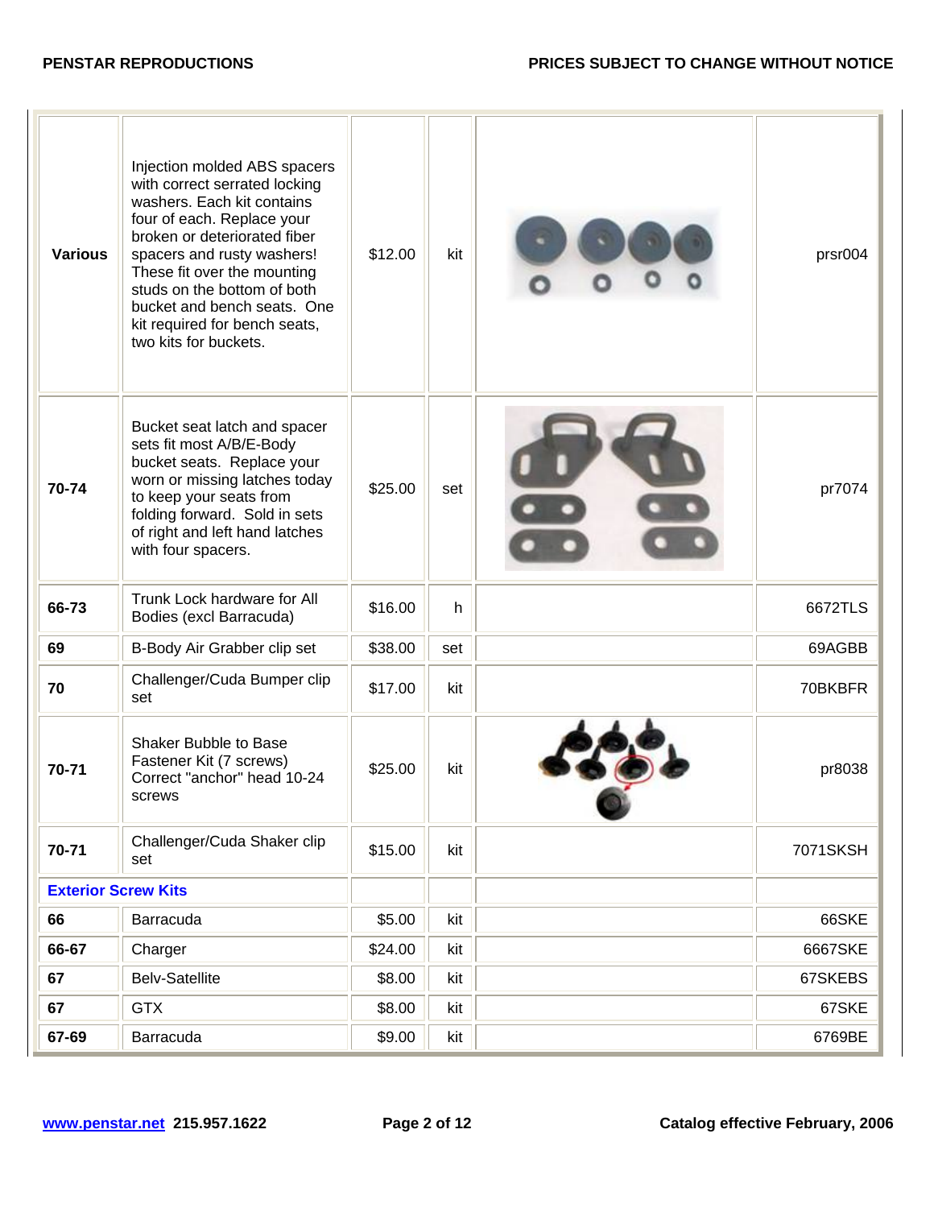| | | | | | |
|---|---|---|---|---|---|
| **Various** | Injection molded ABS spacers with correct serrated locking washers. Each kit contains four of each. Replace your broken or deteriorated fiber spacers and rusty washers! These fit over the mounting studs on the bottom of both bucket and bench seats. One kit required for bench seats, two kits for buckets. | $12.00 | kit | | prsr004 |
| **70-74** | Bucket seat latch and spacer sets fit most A/B/E-Body bucket seats. Replace your worn or missing latches today to keep your seats from folding forward. Sold in sets of right and left hand latches with four spacers. | $25.00 | set | | pr7074 |
| **66-73** | Trunk Lock hardware for All Bodies (excl Barracuda) | $16.00 | h | | 6672TLS |
| **69** | B-Body Air Grabber clip set | $38.00 | set | | 69AGBB |
| **70** | Challenger/Cuda Bumper clip set | $17.00 | kit | | 70BKBFR |
| **70-71** | Shaker Bubble to Base Fastener Kit (7 screws) Correct "anchor" head 10-24 screws | $25.00 | kit | | pr8038 |
| **70-71** | Challenger/Cuda Shaker clip set | $15.00 | kit | | 7071SKSH |
| **Exterior Screw Kits** | | | | | |
| **66** | Barracuda | $5.00 | kit | | 66SKE |
| **66-67** | Charger | $24.00 | kit | | 6667SKE |
| **67** | Belv-Satellite | $8.00 | kit | | 67SKEBS |
| **67** | GTX | $8.00 | kit | | 67SKE |
| **67-69** | Barracuda | $9.00 | kit | | 6769BE |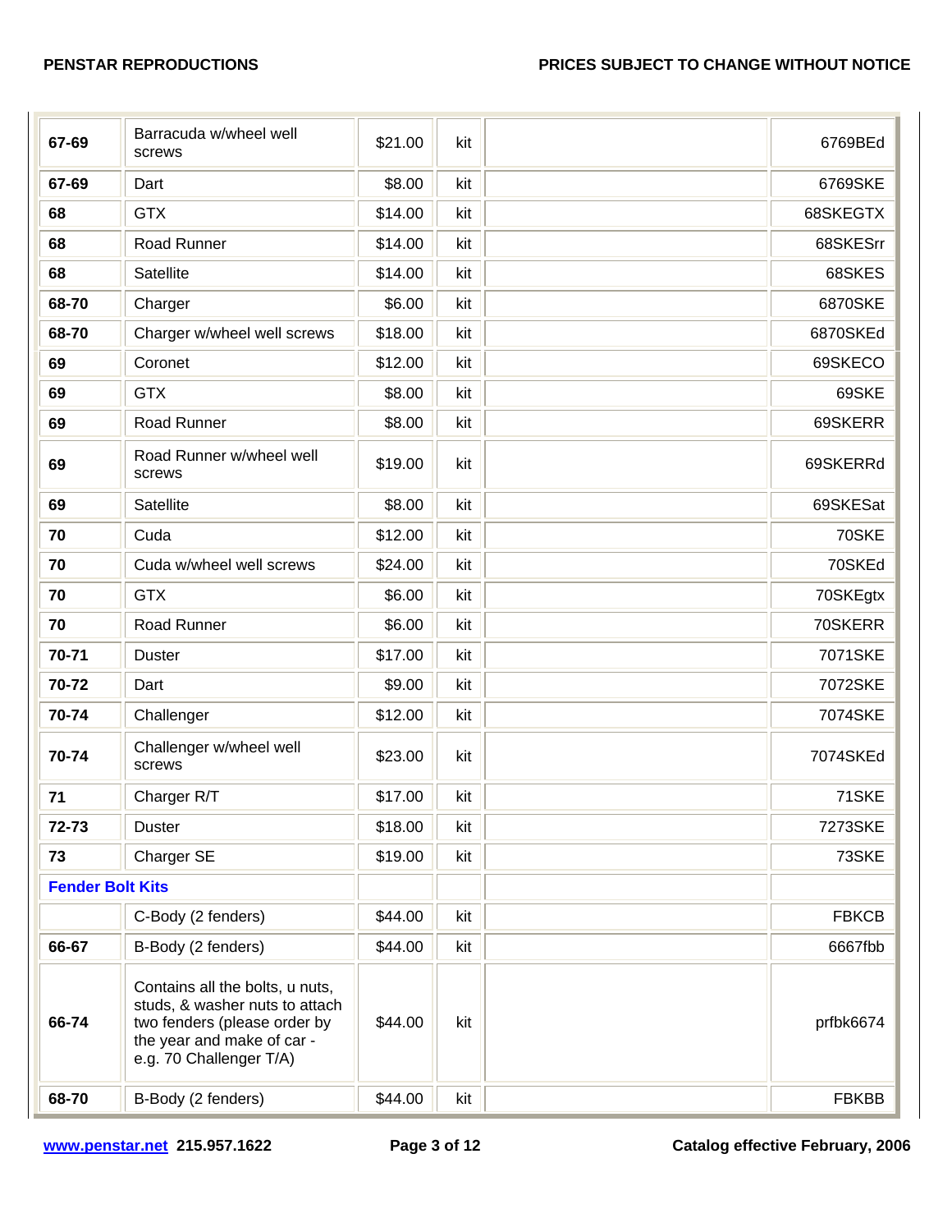| | | | | | |
|---|---|---|---|---|---|
| **67-69** | Barracuda w/wheel well screws | $21.00 | kit | | 6769BEd |
| **67-69** | Dart | $8.00 | kit | | 6769SKE |
| **68** | GTX | $14.00 | kit | | 68SKEGTX |
| **68** | Road Runner | $14.00 | kit | | 68SKESrr |
| **68** | Satellite | $14.00 | kit | | 68SKES |
| **68-70** | Charger | $6.00 | kit | | 6870SKE |
| **68-70** | Charger w/wheel well screws | $18.00 | kit | | 6870SKEd |
| **69** | Coronet | $12.00 | kit | | 69SKECO |
| **69** | GTX | $8.00 | kit | | 69SKE |
| **69** | Road Runner | $8.00 | kit | | 69SKERR |
| **69** | Road Runner w/wheel well screws | $19.00 | kit | | 69SKERRd |
| **69** | Satellite | $8.00 | kit | | 69SKESat |
| **70** | Cuda | $12.00 | kit | | 70SKE |
| **70** | Cuda w/wheel well screws | $24.00 | kit | | 70SKEd |
| **70** | GTX | $6.00 | kit | | 70SKEgtx |
| **70** | Road Runner | $6.00 | kit | | 70SKERR |
| **70-71** | Duster | $17.00 | kit | | 7071SKE |
| **70-72** | Dart | $9.00 | kit | | 7072SKE |
| **70-74** | Challenger | $12.00 | kit | | 7074SKE |
| **70-74** | Challenger w/wheel well screws | $23.00 | kit | | 7074SKEd |
| **71** | Charger R/T | $17.00 | kit | | 71SKE |
| **72-73** | Duster | $18.00 | kit | | 7273SKE |
| **73** | Charger SE | $19.00 | kit | | 73SKE |
| **Fender Bolt Kits** | | | | | |
| | C-Body (2 fenders) | $44.00 | kit | | FBKCB |
| **66-67** | B-Body (2 fenders) | $44.00 | kit | | 6667fbb |
| **66-74** | Contains all the bolts, u nuts, studs, & washer nuts to attach two fenders (please order by the year and make of car - e.g. 70 Challenger T/A) | $44.00 | kit | | prfbk6674 |
| **68-70** | B-Body (2 fenders) | $44.00 | kit | | FBKBB |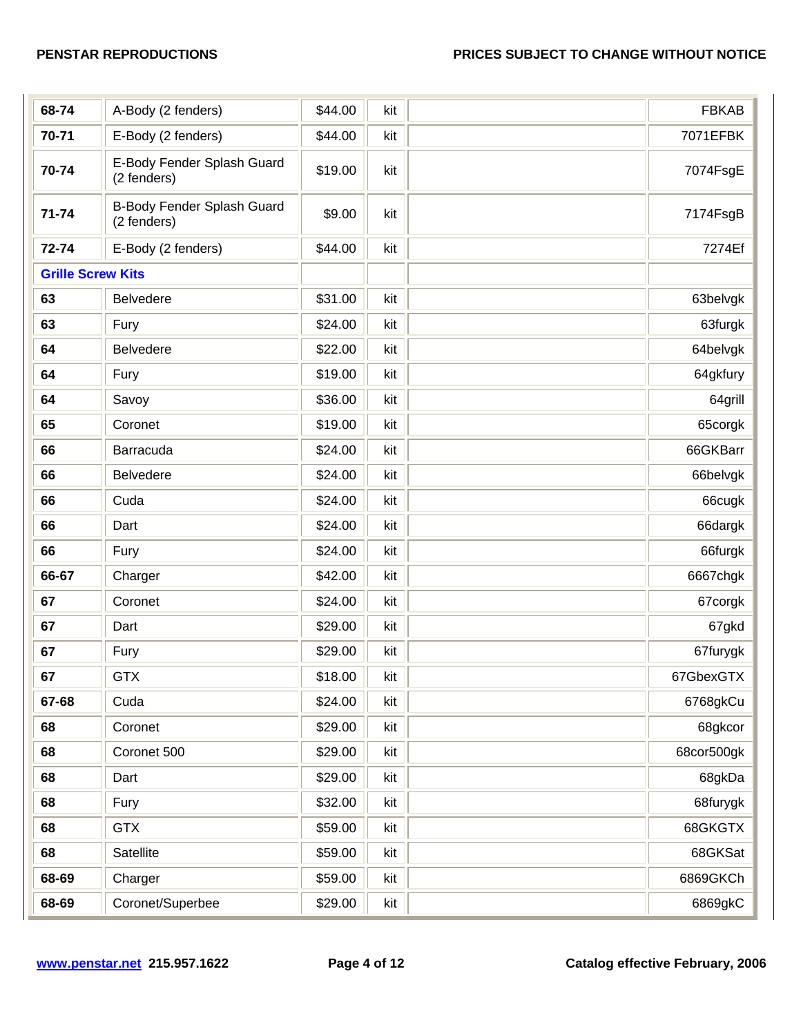| | | | | | |
|---|---|---|---|---|---|
| **68-74** | A-Body (2 fenders) | $44.00 | kit | | FBKAB |
| **70-71** | E-Body (2 fenders) | $44.00 | kit | | 7071EFBK |
| **70-74** | E-Body Fender Splash Guard (2 fenders) | $19.00 | kit | | 7074FsgE |
| **71-74** | B-Body Fender Splash Guard (2 fenders) | $9.00 | kit | | 7174FsgB |
| **72-74** | E-Body (2 fenders) | $44.00 | kit | | 7274Ef |
| **Grille Screw Kits** | | | | | |
| **63** | Belvedere | $31.00 | kit | | 63belvgk |
| **63** | Fury | $24.00 | kit | | 63furgk |
| **64** | Belvedere | $22.00 | kit | | 64belvgk |
| **64** | Fury | $19.00 | kit | | 64gkfury |
| **64** | Savoy | $36.00 | kit | | 64grill |
| **65** | Coronet | $19.00 | kit | | 65corgk |
| **66** | Barracuda | $24.00 | kit | | 66GKBarr |
| **66** | Belvedere | $24.00 | kit | | 66belvgk |
| **66** | Cuda | $24.00 | kit | | 66cugk |
| **66** | Dart | $24.00 | kit | | 66dargk |
| **66** | Fury | $24.00 | kit | | 66furgk |
| **66-67** | Charger | $42.00 | kit | | 6667chgk |
| **67** | Coronet | $24.00 | kit | | 67corgk |
| **67** | Dart | $29.00 | kit | | 67gkd |
| **67** | Fury | $29.00 | kit | | 67furygk |
| **67** | GTX | $18.00 | kit | | 67GbexGTX |
| **67-68** | Cuda | $24.00 | kit | | 6768gkCu |
| **68** | Coronet | $29.00 | kit | | 68gkcor |
| **68** | Coronet 500 | $29.00 | kit | | 68cor500gk |
| **68** | Dart | $29.00 | kit | | 68gkDa |
| **68** | Fury | $32.00 | kit | | 68furygk |
| **68** | GTX | $59.00 | kit | | 68GKGTX |
| **68** | Satellite | $59.00 | kit | | 68GKSat |
| **68-69** | Charger | $59.00 | kit | | 6869GKCh |
| **68-69** | Coronet/Superbee | $29.00 | kit | | 6869gkC |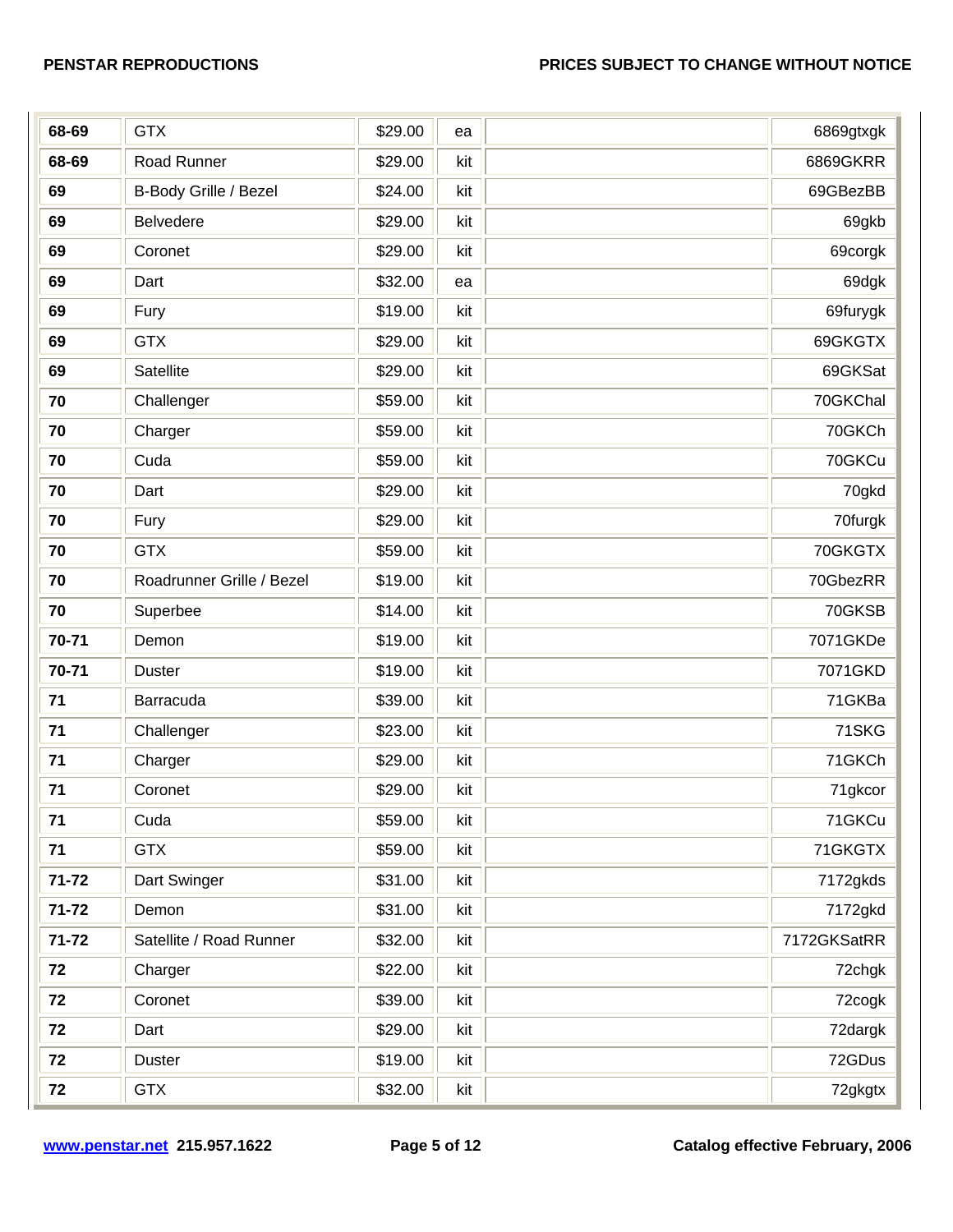| | | | | | |
|---|---|---|---|---|---|
| **68-69** | GTX | $29.00 | ea | | 6869gtxgk |
| **68-69** | Road Runner | $29.00 | kit | | 6869GKRR |
| **69** | B-Body Grille / Bezel | $24.00 | kit | | 69GBezBB |
| **69** | Belvedere | $29.00 | kit | | 69gkb |
| **69** | Coronet | $29.00 | kit | | 69corgk |
| **69** | Dart | $32.00 | ea | | 69dgk |
| **69** | Fury | $19.00 | kit | | 69furygk |
| **69** | GTX | $29.00 | kit | | 69GKGTX |
| **69** | Satellite | $29.00 | kit | | 69GKSat |
| **70** | Challenger | $59.00 | kit | | 70GKChal |
| **70** | Charger | $59.00 | kit | | 70GKCh |
| **70** | Cuda | $59.00 | kit | | 70GKCu |
| **70** | Dart | $29.00 | kit | | 70gkd |
| **70** | Fury | $29.00 | kit | | 70furgk |
| **70** | GTX | $59.00 | kit | | 70GKGTX |
| **70** | Roadrunner Grille / Bezel | $19.00 | kit | | 70GbezRR |
| **70** | Superbee | $14.00 | kit | | 70GKSB |
| **70-71** | Demon | $19.00 | kit | | 7071GKDe |
| **70-71** | Duster | $19.00 | kit | | 7071GKD |
| **71** | Barracuda | $39.00 | kit | | 71GKBa |
| **71** | Challenger | $23.00 | kit | | 71SKG |
| **71** | Charger | $29.00 | kit | | 71GKCh |
| **71** | Coronet | $29.00 | kit | | 71gkcor |
| **71** | Cuda | $59.00 | kit | | 71GKCu |
| **71** | GTX | $59.00 | kit | | 71GKGTX |
| **71-72** | Dart Swinger | $31.00 | kit | | 7172gkds |
| **71-72** | Demon | $31.00 | kit | | 7172gkd |
| **71-72** | Satellite / Road Runner | $32.00 | kit | | 7172GKSatRR |
| **72** | Charger | $22.00 | kit | | 72chgk |
| **72** | Coronet | $39.00 | kit | | 72cogk |
| **72** | Dart | $29.00 | kit | | 72dargk |
| **72** | Duster | $19.00 | kit | | 72GDus |
| **72** | GTX | $32.00 | kit | | 72gkgtx |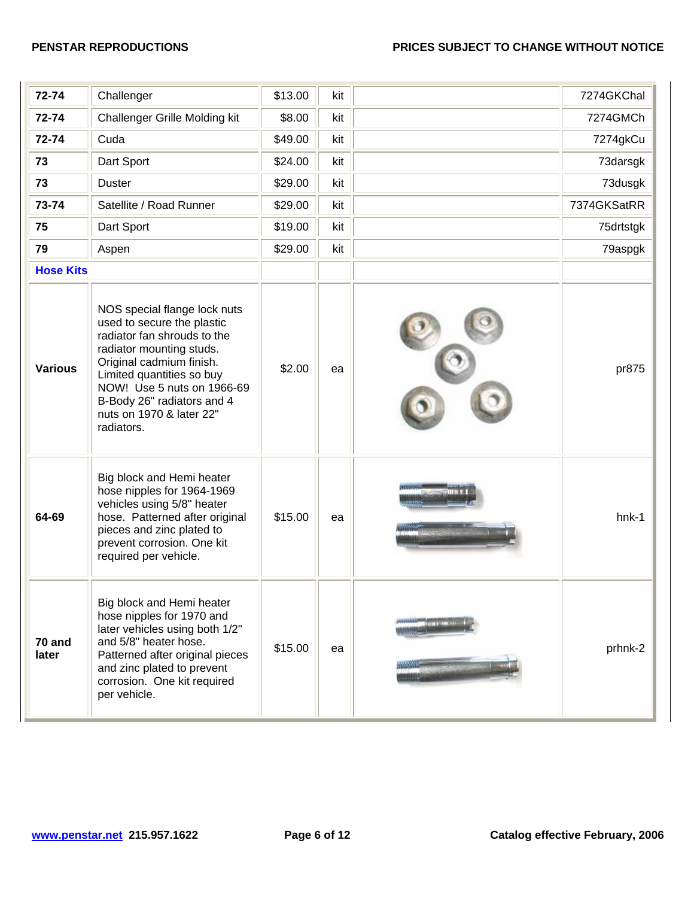| | | | | | |
|---|---|---|---|---|---|
| **72-74** | Challenger | $13.00 | kit | | 7274GKChal |
| **72-74** | Challenger Grille Molding kit | $8.00 | kit | | 7274GMCh |
| **72-74** | Cuda | $49.00 | kit | | 7274gkCu |
| **73** | Dart Sport | $24.00 | kit | | 73darsgk |
| **73** | Duster | $29.00 | kit | | 73dusgk |
| **73-74** | Satellite / Road Runner | $29.00 | kit | | 7374GKSatRR |
| **75** | Dart Sport | $19.00 | kit | | 75drtstgk |
| **79** | Aspen | $29.00 | kit | | 79aspgk |
| **Hose Kits** | | | | | |
| **Various** | NOS special flange lock nuts used to secure the plastic radiator fan shrouds to the radiator mounting studs. Original cadmium finish. Limited quantities so buy NOW! Use 5 nuts on 1966-69 B-Body 26" radiators and 4 nuts on 1970 & later 22" radiators. | $2.00 | ea | | pr875 |
| **64-69** | Big block and Hemi heater hose nipples for 1964-1969 vehicles using 5/8" heater hose. Patterned after original pieces and zinc plated to prevent corrosion. One kit required per vehicle. | $15.00 | ea | | hnk-1 |
| **70 and later** | Big block and Hemi heater hose nipples for 1970 and later vehicles using both 1/2" and 5/8" heater hose. Patterned after original pieces and zinc plated to prevent corrosion. One kit required per vehicle. | $15.00 | ea | | prhnk-2 |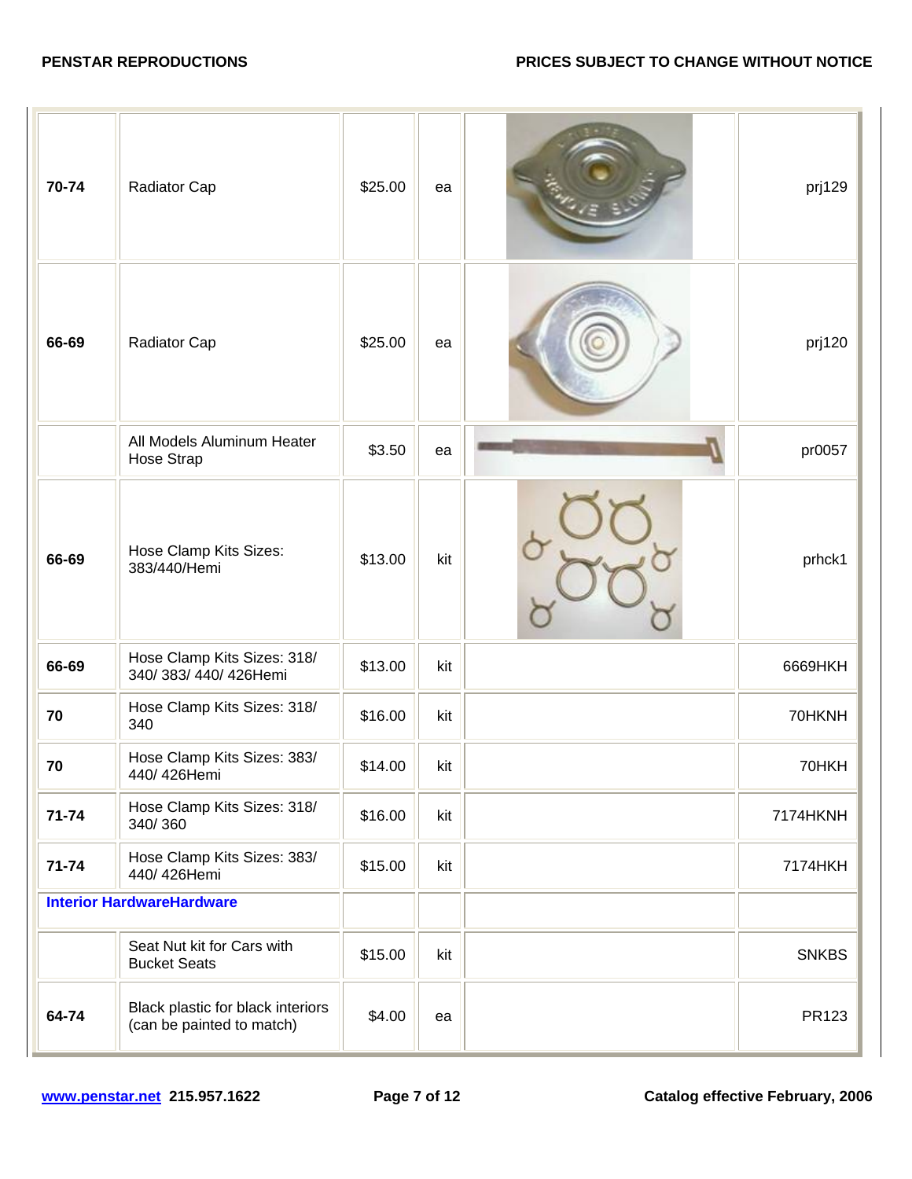| | | | | | |
|---|---|---|---|---|---|
| **70-74** | Radiator Cap | $25.00 | ea | | prj129 |
| **66-69** | Radiator Cap | $25.00 | ea | | prj120 |
| | All Models Aluminum Heater Hose Strap | $3.50 | ea | | pr0057 |
| **66-69** | Hose Clamp Kits Sizes: 383/440/Hemi | $13.00 | kit | | prhck1 |
| **66-69** | Hose Clamp Kits Sizes: 318/ 340/ 383/ 440/ 426Hemi | $13.00 | kit | | 6669HKH |
| **70** | Hose Clamp Kits Sizes: 318/ 340 | $16.00 | kit | | 70HKNH |
| **70** | Hose Clamp Kits Sizes: 383/ 440/ 426Hemi | $14.00 | kit | | 70HKH |
| **71-74** | Hose Clamp Kits Sizes: 318/ 340/ 360 | $16.00 | kit | | 7174HKNH |
| **71-74** | Hose Clamp Kits Sizes: 383/ 440/ 426Hemi | $15.00 | kit | | 7174HKH |
| **Interior HardwareHardware** | | | | | |
| | Seat Nut kit for Cars with Bucket Seats | $15.00 | kit | | SNKBS |
| **64-74** | Black plastic for black interiors (can be painted to match) | $4.00 | ea | | PR123 |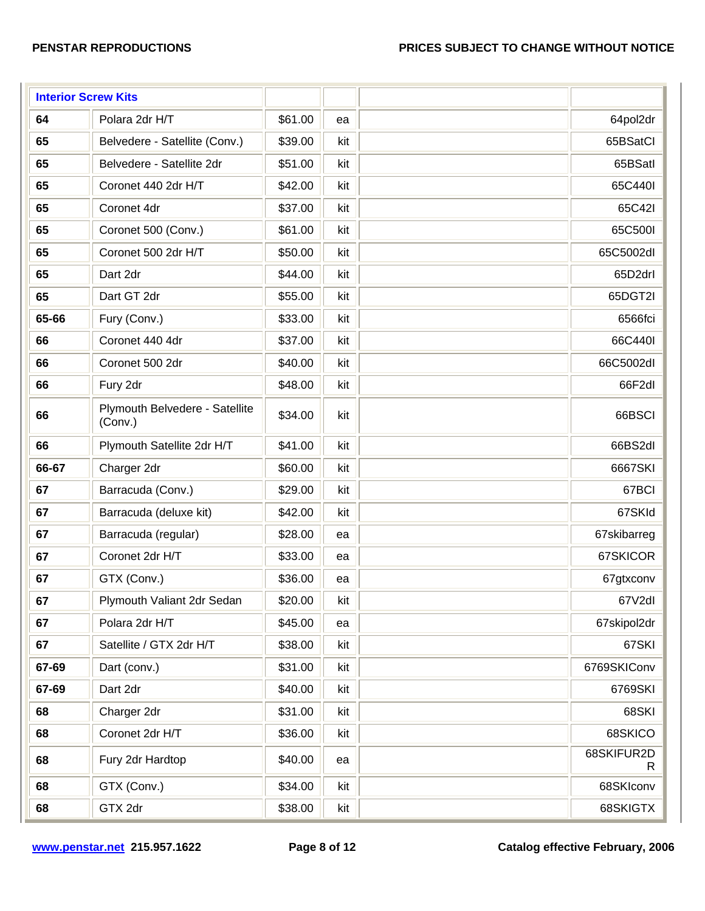| Interior Screw Kits | | | | | |
|---|---|---|---|---|---|
| **64** | Polara 2dr H/T | $61.00 | ea | | 64pol2dr |
| **65** | Belvedere - Satellite (Conv.) | $39.00 | kit | | 65BSatCI |
| **65** | Belvedere - Satellite 2dr | $51.00 | kit | | 65BSatI |
| **65** | Coronet 440 2dr H/T | $42.00 | kit | | 65C440I |
| **65** | Coronet 4dr | $37.00 | kit | | 65C42I |
| **65** | Coronet 500 (Conv.) | $61.00 | kit | | 65C500I |
| **65** | Coronet 500 2dr H/T | $50.00 | kit | | 65C5002dI |
| **65** | Dart 2dr | $44.00 | kit | | 65D2drI |
| **65** | Dart GT 2dr | $55.00 | kit | | 65DGT2I |
| **65-66** | Fury (Conv.) | $33.00 | kit | | 6566fci |
| **66** | Coronet 440 4dr | $37.00 | kit | | 66C440I |
| **66** | Coronet 500 2dr | $40.00 | kit | | 66C5002dI |
| **66** | Fury 2dr | $48.00 | kit | | 66F2dI |
| **66** | Plymouth Belvedere - Satellite (Conv.) | $34.00 | kit | | 66BSCI |
| **66** | Plymouth Satellite 2dr H/T | $41.00 | kit | | 66BS2dI |
| **66-67** | Charger 2dr | $60.00 | kit | | 6667SKI |
| **67** | Barracuda (Conv.) | $29.00 | kit | | 67BCI |
| **67** | Barracuda (deluxe kit) | $42.00 | kit | | 67SKId |
| **67** | Barracuda (regular) | $28.00 | ea | | 67skibarreg |
| **67** | Coronet 2dr H/T | $33.00 | ea | | 67SKICOR |
| **67** | GTX (Conv.) | $36.00 | ea | | 67gtxconv |
| **67** | Plymouth Valiant 2dr Sedan | $20.00 | kit | | 67V2dI |
| **67** | Polara 2dr H/T | $45.00 | ea | | 67skipol2dr |
| **67** | Satellite / GTX 2dr H/T | $38.00 | kit | | 67SKI |
| **67-69** | Dart (conv.) | $31.00 | kit | | 6769SKIConv |
| **67-69** | Dart 2dr | $40.00 | kit | | 6769SKI |
| **68** | Charger 2dr | $31.00 | kit | | 68SKI |
| **68** | Coronet 2dr H/T | $36.00 | kit | | 68SKICO |
| **68** | Fury 2dr Hardtop | $40.00 | ea | | 68SKIFUR2DR |
| **68** | GTX (Conv.) | $34.00 | kit | | 68SKIconv |
| **68** | GTX 2dr | $38.00 | kit | | 68SKIGTX |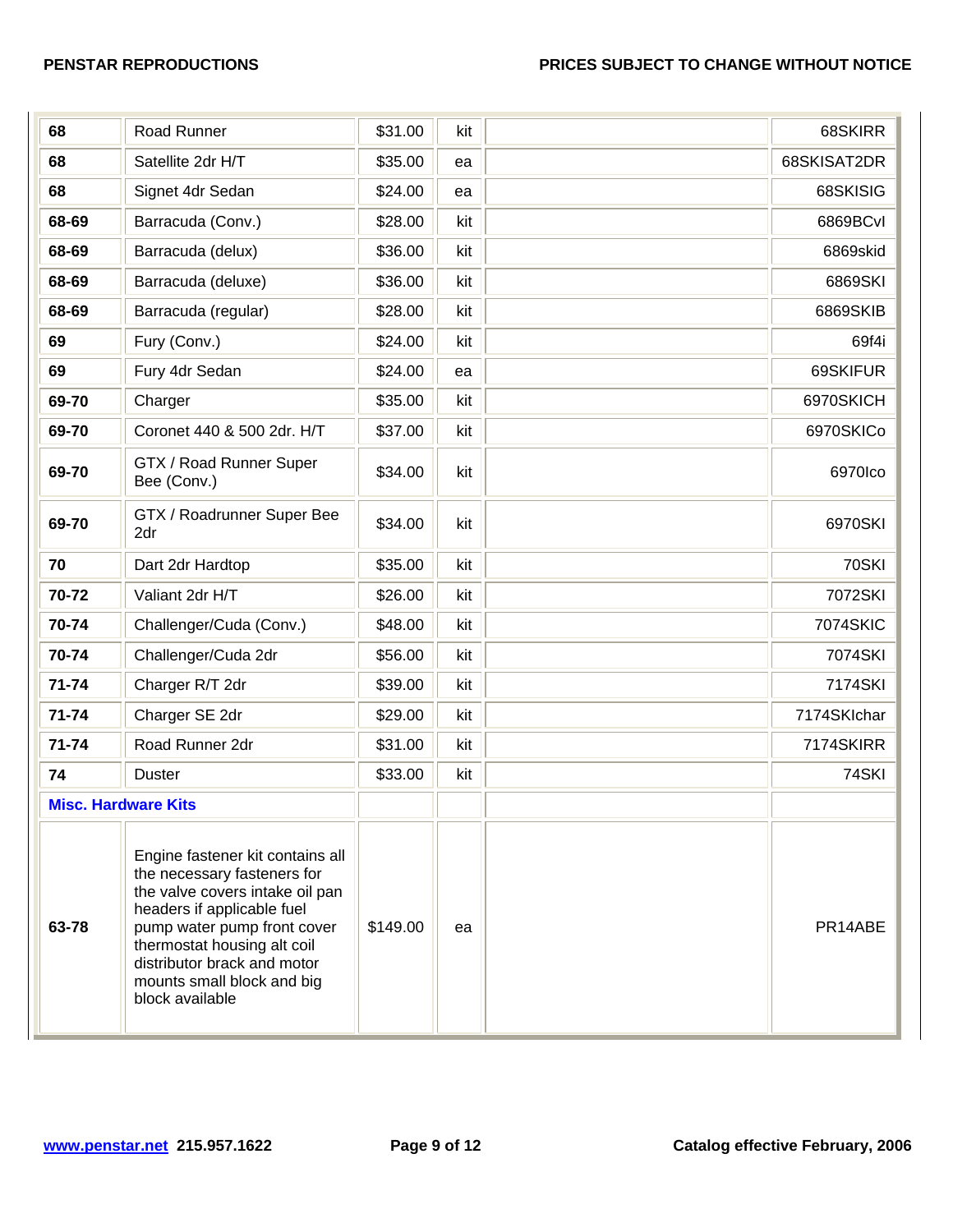| 68 | Road Runner | $31.00 | kit | | 68SKIRR |
|---|---|---|---|---|---|
| 68 | Satellite 2dr H/T | $35.00 | ea | | 68SKISAT2DR |
| 68 | Signet 4dr Sedan | $24.00 | ea | | 68SKISIG |
| 68-69 | Barracuda (Conv.) | $28.00 | kit | | 6869BCvl |
| 68-69 | Barracuda (delux) | $36.00 | kit | | 6869skid |
| 68-69 | Barracuda (deluxe) | $36.00 | kit | | 6869SKI |
| 68-69 | Barracuda (regular) | $28.00 | kit | | 6869SKIB |
| 69 | Fury (Conv.) | $24.00 | kit | | 69f4i |
| 69 | Fury 4dr Sedan | $24.00 | ea | | 69SKIFUR |
| 69-70 | Charger | $35.00 | kit | | 6970SKICH |
| 69-70 | Coronet 440 & 500 2dr. H/T | $37.00 | kit | | 6970SKICo |
| 69-70 | GTX / Road Runner Super Bee (Conv.) | $34.00 | kit | | 6970Ico |
| 69-70 | GTX / Roadrunner Super Bee 2dr | $34.00 | kit | | 6970SKI |
| 70 | Dart 2dr Hardtop | $35.00 | kit | | 70SKI |
| 70-72 | Valiant 2dr H/T | $26.00 | kit | | 7072SKI |
| 70-74 | Challenger/Cuda (Conv.) | $48.00 | kit | | 7074SKIC |
| 70-74 | Challenger/Cuda 2dr | $56.00 | kit | | 7074SKI |
| 71-74 | Charger R/T 2dr | $39.00 | kit | | 7174SKI |
| 71-74 | Charger SE 2dr | $29.00 | kit | | 7174SKIchar |
| 71-74 | Road Runner 2dr | $31.00 | kit | | 7174SKIRR |
| 74 | Duster | $33.00 | kit | | 74SKI |
| **Misc. Hardware Kits** | | | | | |
| 63-78 | Engine fastener kit contains all the necessary fasteners for the valve covers intake oil pan headers if applicable fuel pump water pump front cover thermostat housing alt coil distributor brack and motor mounts small block and big block available | $149.00 | ea | | PR14ABE |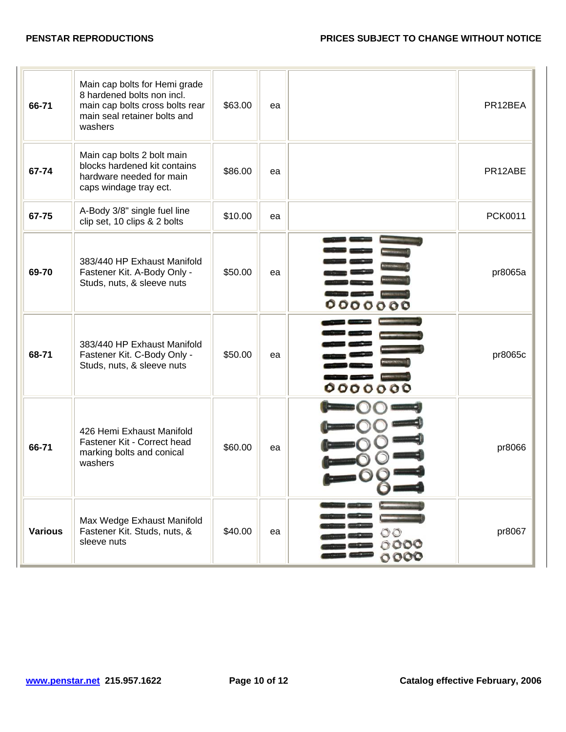| | | | | | |
|---|---|---|---|---|---|
| **66-71** | Main cap bolts for Hemi grade 8 hardened bolts non incl. main cap bolts cross bolts rear main seal retainer bolts and washers | $63.00 | ea | | PR12BEA |
| **67-74** | Main cap bolts 2 bolt main blocks hardened kit contains hardware needed for main caps windage tray ect. | $86.00 | ea | | PR12ABE |
| **67-75** | A-Body 3/8" single fuel line clip set, 10 clips & 2 bolts | $10.00 | ea | | PCK0011 |
| **69-70** | 383/440 HP Exhaust Manifold Fastener Kit. A-Body Only - Studs, nuts, & sleeve nuts | $50.00 | ea | | pr8065a |
| **68-71** | 383/440 HP Exhaust Manifold Fastener Kit. C-Body Only - Studs, nuts, & sleeve nuts | $50.00 | ea | | pr8065c |
| **66-71** | 426 Hemi Exhaust Manifold Fastener Kit - Correct head marking bolts and conical washers | $60.00 | ea | | pr8066 |
| **Various** | Max Wedge Exhaust Manifold Fastener Kit. Studs, nuts, & sleeve nuts | $40.00 | ea | | pr8067 |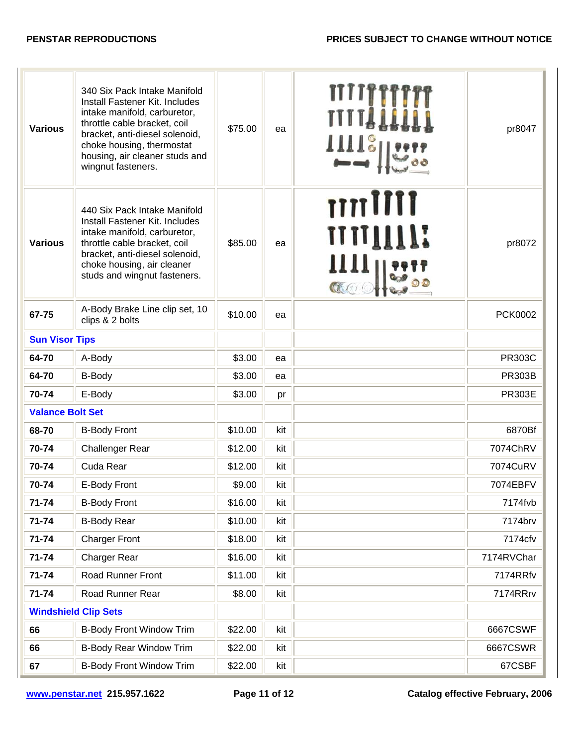| | | | | | |
|---|---|---|---|---|---|
| **Various** | 340 Six Pack Intake Manifold Install Fastener Kit. Includes intake manifold, carburetor, throttle cable bracket, coil bracket, anti-diesel solenoid, choke housing, thermostat housing, air cleaner studs and wingnut fasteners. | $75.00 | ea | | pr8047 |
| **Various** | 440 Six Pack Intake Manifold Install Fastener Kit. Includes intake manifold, carburetor, throttle cable bracket, coil bracket, anti-diesel solenoid, choke housing, air cleaner studs and wingnut fasteners. | $85.00 | ea | | pr8072 |
| **67-75** | A-Body Brake Line clip set, 10 clips & 2 bolts | $10.00 | ea | | PCK0002 |
| **Sun Visor Tips** | | | | | |
| **64-70** | A-Body | $3.00 | ea | | PR303C |
| **64-70** | B-Body | $3.00 | ea | | PR303B |
| **70-74** | E-Body | $3.00 | pr | | PR303E |
| **Valance Bolt Set** | | | | | |
| **68-70** | B-Body Front | $10.00 | kit | | 6870Bf |
| **70-74** | Challenger Rear | $12.00 | kit | | 7074ChRV |
| **70-74** | Cuda Rear | $12.00 | kit | | 7074CuRV |
| **70-74** | E-Body Front | $9.00 | kit | | 7074EBFV |
| **71-74** | B-Body Front | $16.00 | kit | | 7174fvb |
| **71-74** | B-Body Rear | $10.00 | kit | | 7174brv |
| **71-74** | Charger Front | $18.00 | kit | | 7174cfv |
| **71-74** | Charger Rear | $16.00 | kit | | 7174RVChar |
| **71-74** | Road Runner Front | $11.00 | kit | | 7174RRfv |
| **71-74** | Road Runner Rear | $8.00 | kit | | 7174RRrv |
| **Windshield Clip Sets** | | | | | |
| **66** | B-Body Front Window Trim | $22.00 | kit | | 6667CSWF |
| **66** | B-Body Rear Window Trim | $22.00 | kit | | 6667CSWR |
| **67** | B-Body Front Window Trim | $22.00 | kit | | 67CSBF |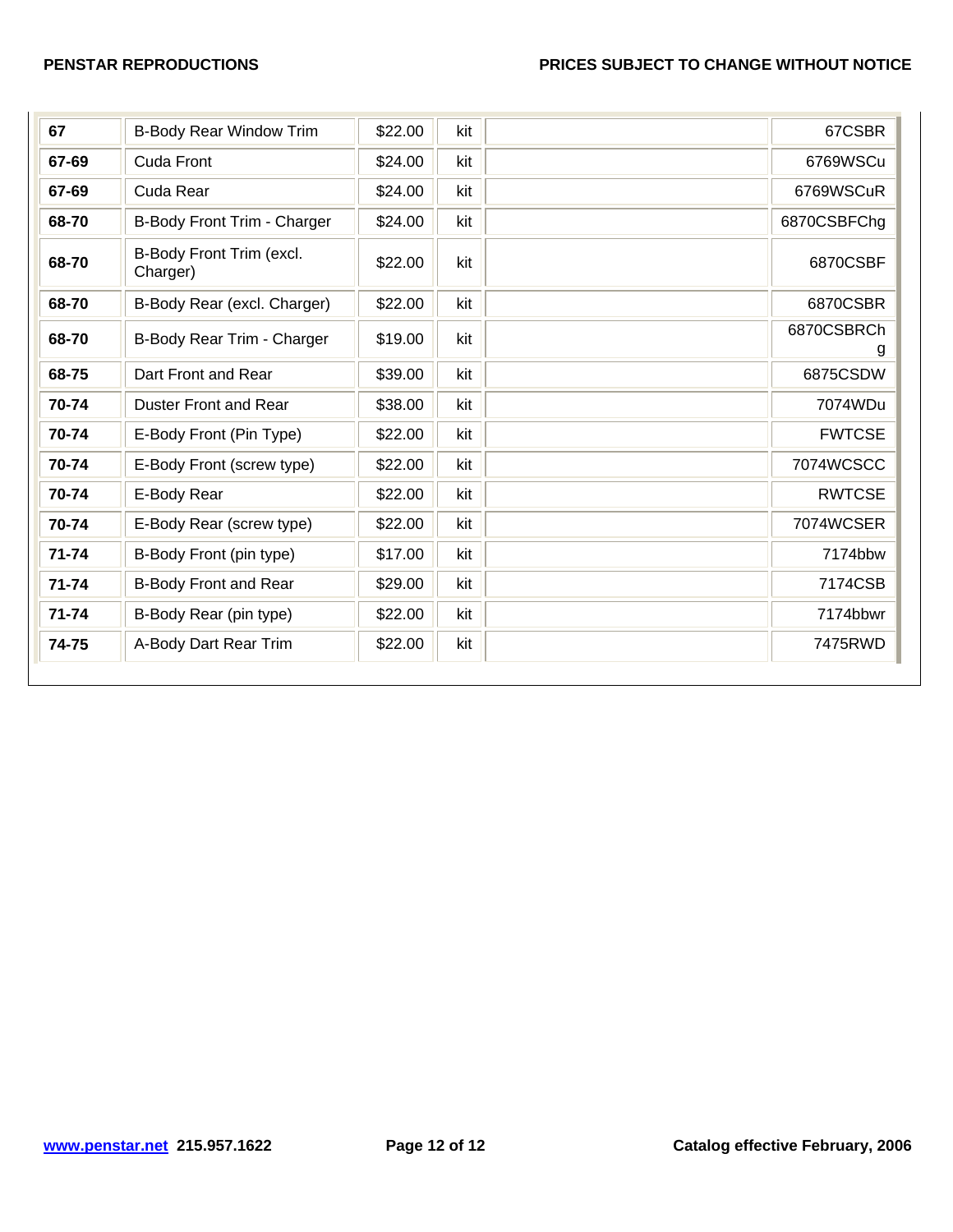| | | | | | |
|---|---|---|---|---|---|
| **67** | B-Body Rear Window Trim | $22.00 | kit | | 67CSBR |
| **67-69** | Cuda Front | $24.00 | kit | | 6769WSCu |
| **67-69** | Cuda Rear | $24.00 | kit | | 6769WSCuR |
| **68-70** | B-Body Front Trim - Charger | $24.00 | kit | | 6870CSBFChg |
| **68-70** | B-Body Front Trim (excl. Charger) | $22.00 | kit | | 6870CSBF |
| **68-70** | B-Body Rear (excl. Charger) | $22.00 | kit | | 6870CSBR |
| **68-70** | B-Body Rear Trim - Charger | $19.00 | kit | | 6870CSBRChg |
| **68-75** | Dart Front and Rear | $39.00 | kit | | 6875CSDW |
| **70-74** | Duster Front and Rear | $38.00 | kit | | 7074WDu |
| **70-74** | E-Body Front (Pin Type) | $22.00 | kit | | FWTCSE |
| **70-74** | E-Body Front (screw type) | $22.00 | kit | | 7074WCSCC |
| **70-74** | E-Body Rear | $22.00 | kit | | RWTCSE |
| **70-74** | E-Body Rear (screw type) | $22.00 | kit | | 7074WCSER |
| **71-74** | B-Body Front (pin type) | $17.00 | kit | | 7174bbw |
| **71-74** | B-Body Front and Rear | $29.00 | kit | | 7174CSB |
| **71-74** | B-Body Rear (pin type) | $22.00 | kit | | 7174bbwr |
| **74-75** | A-Body Dart Rear Trim | $22.00 | kit | | 7475RWD |